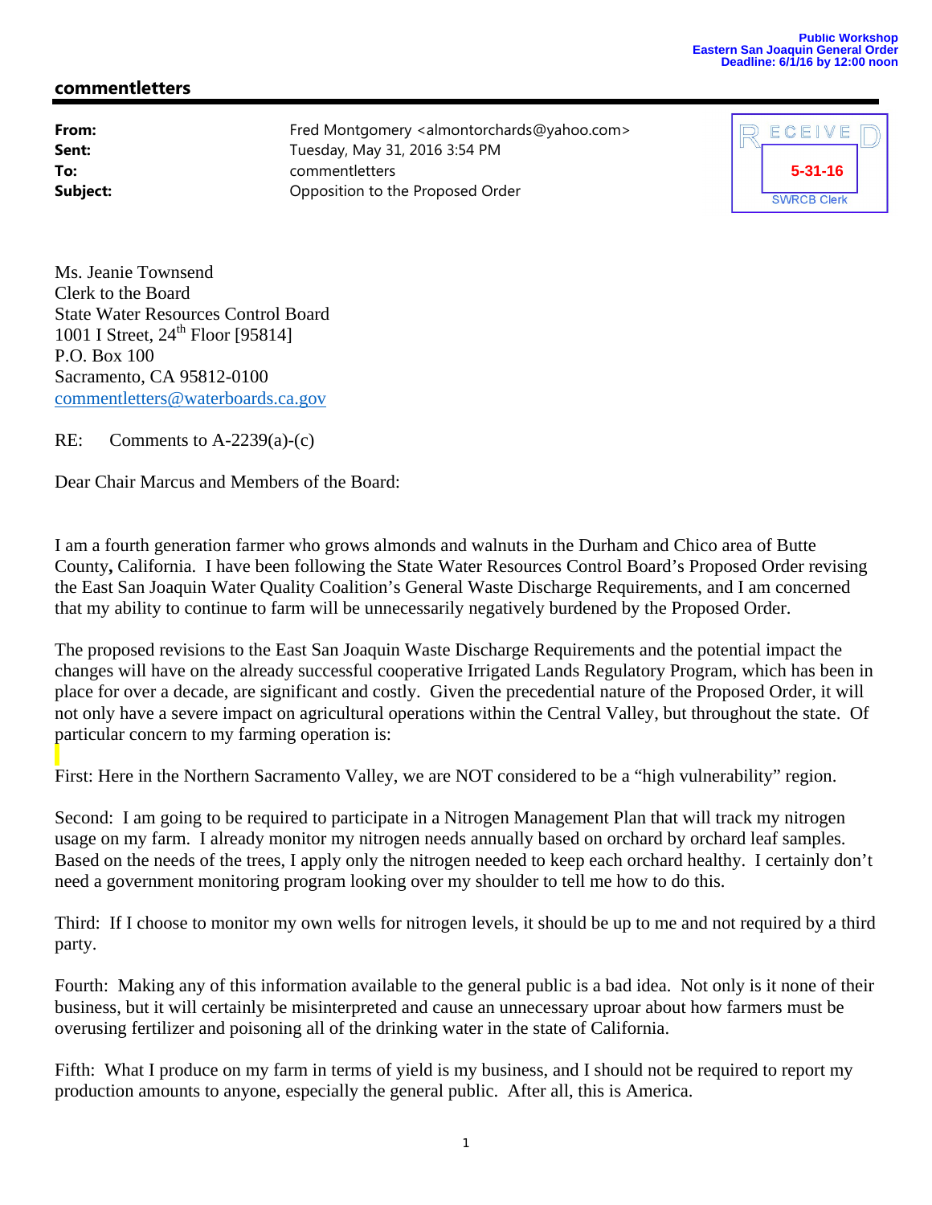Public Workshop
Eastern San Joaquin General Order
Deadline: 6/1/16 by 12:00 noon

## commentletters

**From:** Fred Montgomery <almontorchards@yahoo.com>
**Sent:** Tuesday, May 31, 2016 3:54 PM
**To:** commentletters
**Subject:** Opposition to the Proposed Order

RECEIVED
5-31-16
SWRCB Clerk

Ms. Jeanie Townsend
Clerk to the Board
State Water Resources Control Board
1001 I Street, 24th Floor [95814]
P.O. Box 100
Sacramento, CA 95812-0100
commentletters@waterboards.ca.gov

RE: Comments to A-2239(a)-(c)

Dear Chair Marcus and Members of the Board:

I am a fourth generation farmer who grows almonds and walnuts in the Durham and Chico area of Butte County, California. I have been following the State Water Resources Control Board's Proposed Order revising the East San Joaquin Water Quality Coalition's General Waste Discharge Requirements, and I am concerned that my ability to continue to farm will be unnecessarily negatively burdened by the Proposed Order.

The proposed revisions to the East San Joaquin Waste Discharge Requirements and the potential impact the changes will have on the already successful cooperative Irrigated Lands Regulatory Program, which has been in place for over a decade, are significant and costly. Given the precedential nature of the Proposed Order, it will not only have a severe impact on agricultural operations within the Central Valley, but throughout the state. Of particular concern to my farming operation is:

First: Here in the Northern Sacramento Valley, we are NOT considered to be a "high vulnerability" region.

Second: I am going to be required to participate in a Nitrogen Management Plan that will track my nitrogen usage on my farm. I already monitor my nitrogen needs annually based on orchard by orchard leaf samples. Based on the needs of the trees, I apply only the nitrogen needed to keep each orchard healthy. I certainly don't need a government monitoring program looking over my shoulder to tell me how to do this.

Third: If I choose to monitor my own wells for nitrogen levels, it should be up to me and not required by a third party.

Fourth: Making any of this information available to the general public is a bad idea. Not only is it none of their business, but it will certainly be misinterpreted and cause an unnecessary uproar about how farmers must be overusing fertilizer and poisoning all of the drinking water in the state of California.

Fifth: What I produce on my farm in terms of yield is my business, and I should not be required to report my production amounts to anyone, especially the general public. After all, this is America.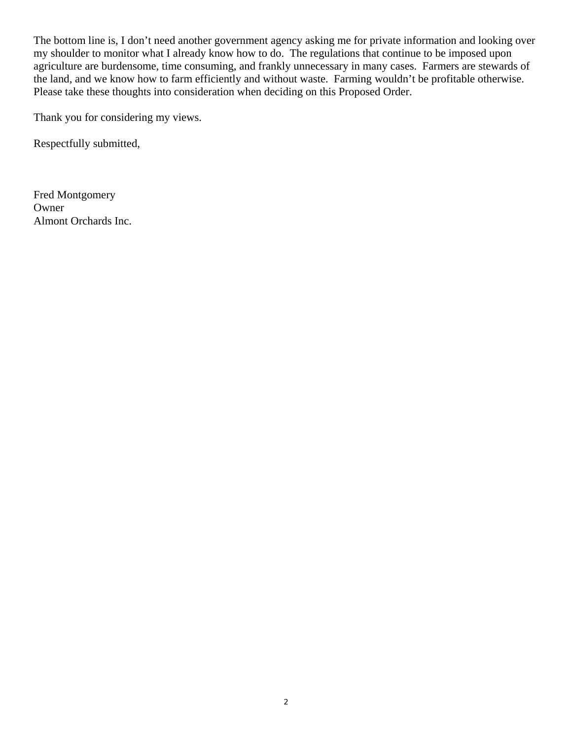The bottom line is, I don't need another government agency asking me for private information and looking over my shoulder to monitor what I already know how to do. The regulations that continue to be imposed upon agriculture are burdensome, time consuming, and frankly unnecessary in many cases. Farmers are stewards of the land, and we know how to farm efficiently and without waste. Farming wouldn't be profitable otherwise. Please take these thoughts into consideration when deciding on this Proposed Order.

Thank you for considering my views.

Respectfully submitted,

Fred Montgomery
Owner
Almont Orchards Inc.